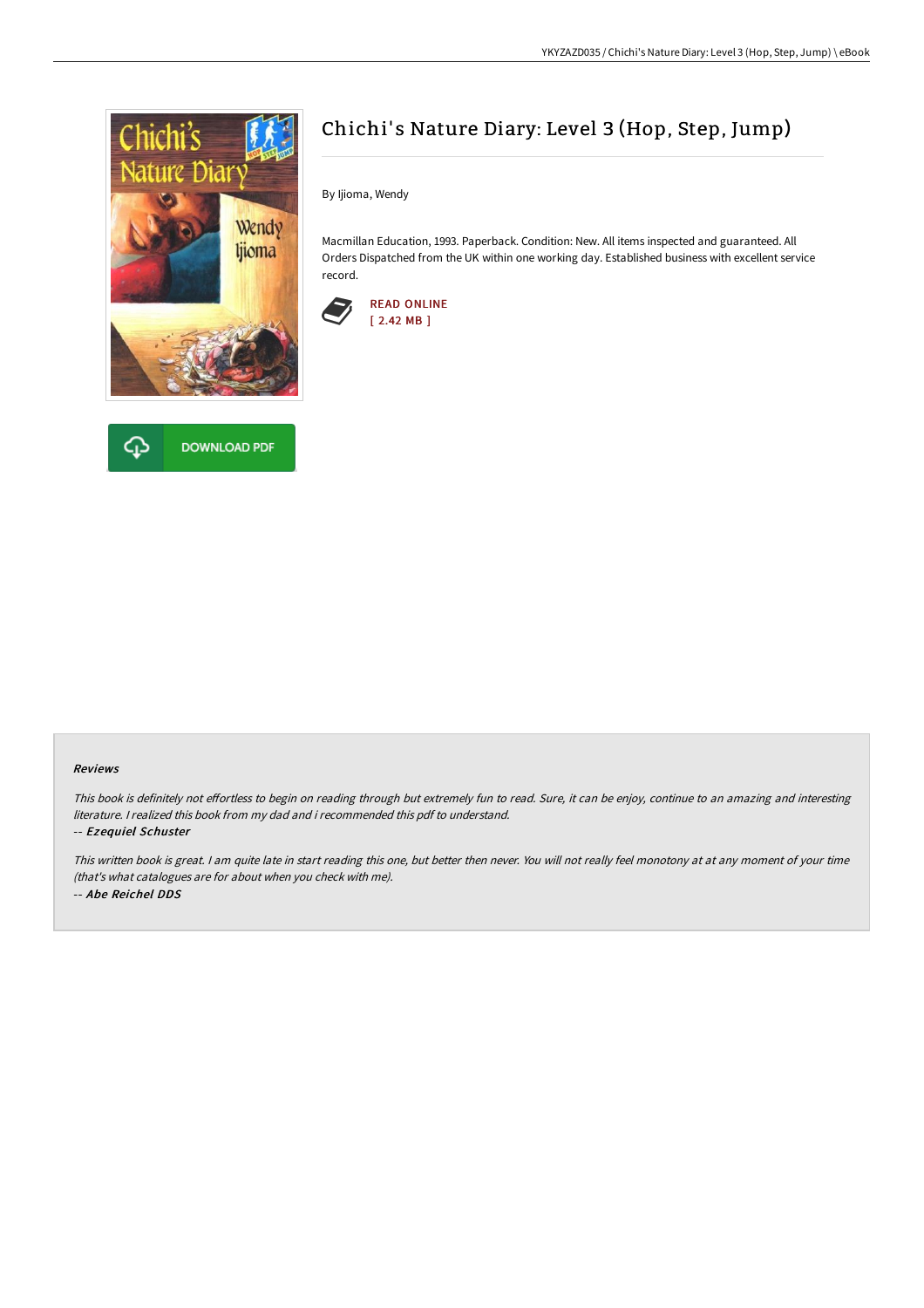# Chichi's Nature Diary: Level 3 (Hop, Step, Jump)

By Ijioma, Wendy

Macmillan Education, 1993. Paperback. Condition: New. All items inspected and guaranteed. All Orders Dispatched from the UK within one working day. Established business with excellent service record.

READ ONLINE
[ 2.42 MB ]

DOWNLOAD PDF

### Reviews

*This book is definitely not effortless to begin on reading through but extremely fun to read. Sure, it can be enjoy, continue to an amazing and interesting literature. I realized this book from my dad and i recommended this pdf to understand.*

*-- Ezequiel Schuster*

*This written book is great. I am quite late in start reading this one, but better then never. You will not really feel monotony at at any moment of your time (that's what catalogues are for about when you check with me).*

*-- Abe Reichel DDS*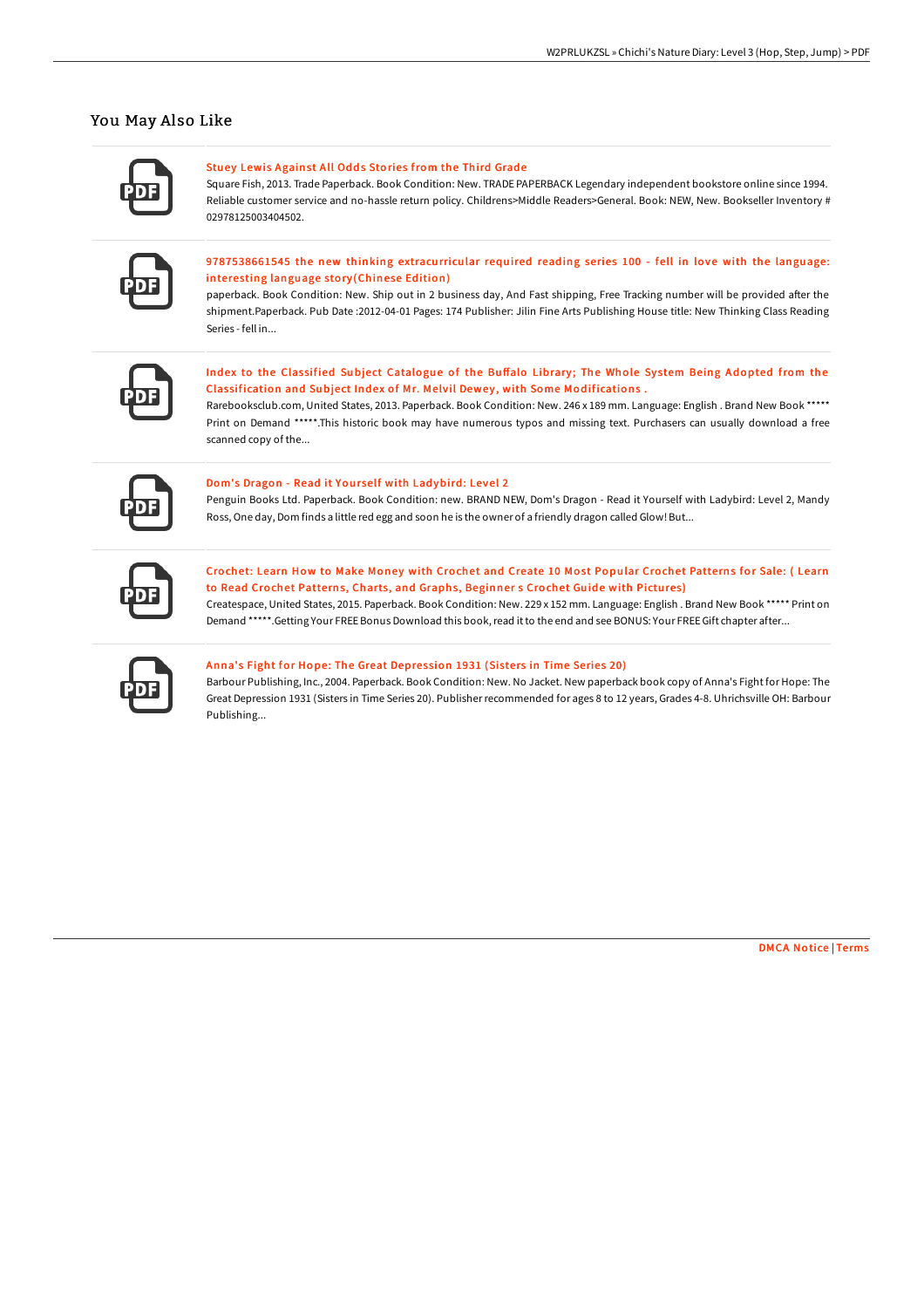## You May Also Like

**Stuey Lewis Against All Odds Stories from the Third Grade**

Square Fish, 2013. Trade Paperback. Book Condition: New. TRADE PAPERBACK Legendary independent bookstore online since 1994. Reliable customer service and no-hassle return policy. Childrens>Middle Readers>General. Book: NEW, New. Bookseller Inventory # 02978125003404502.

**9787538661545 the new thinking extracurricular required reading series 100 - fell in love with the language: interesting language story(Chinese Edition)**

paperback. Book Condition: New. Ship out in 2 business day, And Fast shipping, Free Tracking number will be provided after the shipment.Paperback. Pub Date :2012-04-01 Pages: 174 Publisher: Jilin Fine Arts Publishing House title: New Thinking Class Reading Series - fell in...

**Index to the Classified Subject Catalogue of the Buffalo Library; The Whole System Being Adopted from the Classification and Subject Index of Mr. Melvil Dewey, with Some Modifications .**

Rarebooksclub.com, United States, 2013. Paperback. Book Condition: New. 246 x 189 mm. Language: English . Brand New Book ***** Print on Demand *****.This historic book may have numerous typos and missing text. Purchasers can usually download a free scanned copy of the...

**Dom's Dragon - Read it Yourself with Ladybird: Level 2**

Penguin Books Ltd. Paperback. Book Condition: new. BRAND NEW, Dom's Dragon - Read it Yourself with Ladybird: Level 2, Mandy Ross, One day, Dom finds a little red egg and soon he is the owner of a friendly dragon called Glow! But...

**Crochet: Learn How to Make Money with Crochet and Create 10 Most Popular Crochet Patterns for Sale: ( Learn to Read Crochet Patterns, Charts, and Graphs, Beginner s Crochet Guide with Pictures)**

Createspace, United States, 2015. Paperback. Book Condition: New. 229 x 152 mm. Language: English . Brand New Book ***** Print on Demand *****.Getting Your FREE Bonus Download this book, read it to the end and see BONUS: Your FREE Gift chapter after...

**Anna's Fight for Hope: The Great Depression 1931 (Sisters in Time Series 20)**

Barbour Publishing, Inc., 2004. Paperback. Book Condition: New. No Jacket. New paperback book copy of Anna's Fight for Hope: The Great Depression 1931 (Sisters in Time Series 20). Publisher recommended for ages 8 to 12 years, Grades 4-8. Uhrichsville OH: Barbour Publishing...

DMCA Notice | Terms